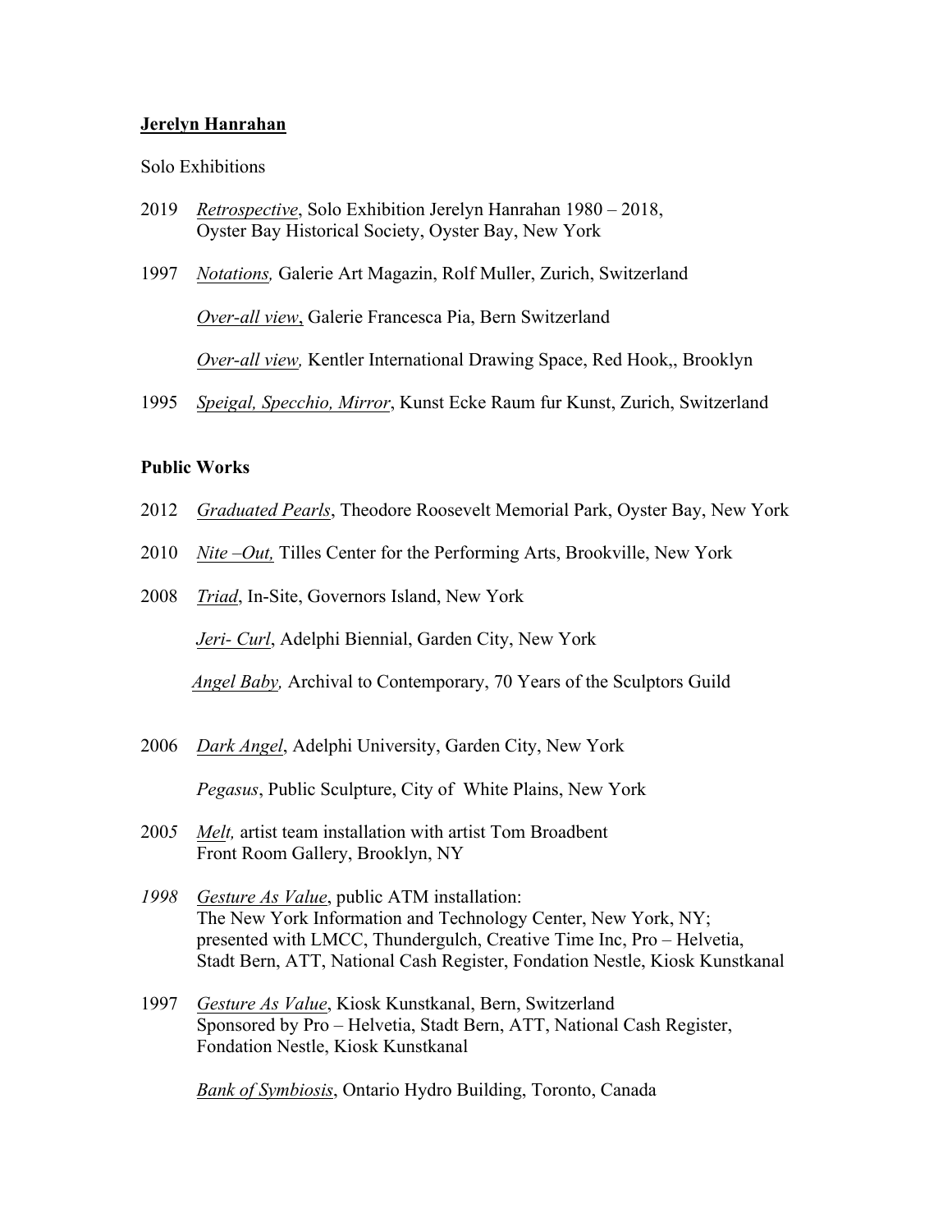**<u>Jerelyn Hanrahan</u>**

Solo Exhibitions

2019 <u>*Retrospective*</u>, Solo Exhibition Jerelyn Hanrahan 1980 – 2018,
Oyster Bay Historical Society, Oyster Bay, New York

1997 <u>*Notations,*</u> Galerie Art Magazin, Rolf Muller, Zurich, Switzerland

<u>*Over-all view*</u>, Galerie Francesca Pia, Bern Switzerland

<u>*Over-all view,*</u> Kentler International Drawing Space, Red Hook,, Brooklyn

1995 <u>*Speigal, Specchio, Mirror*</u>, Kunst Ecke Raum fur Kunst, Zurich, Switzerland

**Public Works**

2012 <u>*Graduated Pearls*</u>, Theodore Roosevelt Memorial Park, Oyster Bay, New York

2010 <u>*Nite –Out,*</u> Tilles Center for the Performing Arts, Brookville, New York

2008 <u>*Triad*</u>, In-Site, Governors Island, New York

<u>*Jeri- Curl*</u>, Adelphi Biennial, Garden City, New York

<u>*Angel Baby,*</u> Archival to Contemporary, 70 Years of the Sculptors Guild

2006 <u>*Dark Angel*</u>, Adelphi University, Garden City, New York

*Pegasus*, Public Sculpture, City of White Plains, New York

2005 <u>*Melt,*</u> artist team installation with artist Tom Broadbent
Front Room Gallery, Brooklyn, NY

*1998* <u>*Gesture As Value*</u>, public ATM installation:
The New York Information and Technology Center, New York, NY;
presented with LMCC, Thundergulch, Creative Time Inc, Pro – Helvetia, Stadt Bern, ATT, National Cash Register, Fondation Nestle, Kiosk Kunstkanal

1997 <u>*Gesture As Value*</u>, Kiosk Kunstkanal, Bern, Switzerland
Sponsored by Pro – Helvetia, Stadt Bern, ATT, National Cash Register, Fondation Nestle, Kiosk Kunstkanal

<u>*Bank of Symbiosis*</u>, Ontario Hydro Building, Toronto, Canada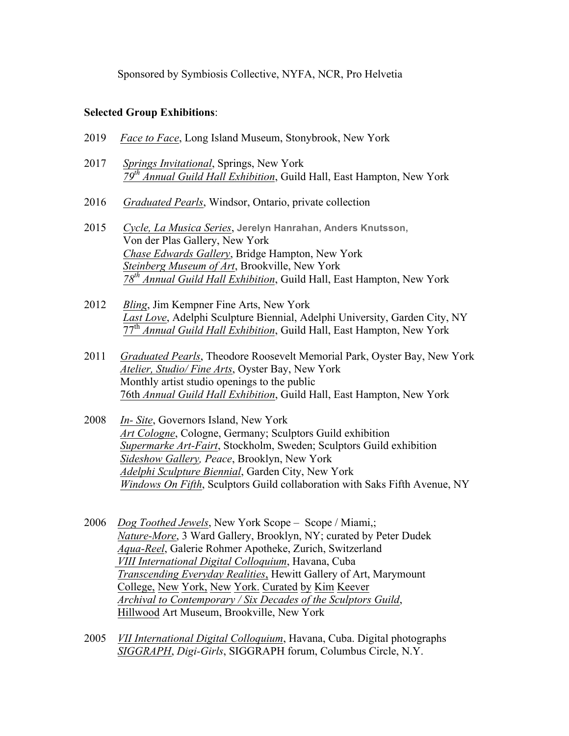Sponsored by Symbiosis Collective, NYFA, NCR, Pro Helvetia

**Selected Group Exhibitions**:

2019 *Face to Face*, Long Island Museum, Stonybrook, New York

2017 *Springs Invitational*, Springs, New York
*79th Annual Guild Hall Exhibition*, Guild Hall, East Hampton, New York

2016 *Graduated Pearls*, Windsor, Ontario, private collection

2015 *Cycle, La Musica Series*, Jerelyn Hanrahan, Anders Knutsson,
Von der Plas Gallery, New York
*Chase Edwards Gallery*, Bridge Hampton, New York
*Steinberg Museum of Art*, Brookville, New York
*78th Annual Guild Hall Exhibition*, Guild Hall, East Hampton, New York

2012 *Bling*, Jim Kempner Fine Arts, New York
*Last Love*, Adelphi Sculpture Biennial, Adelphi University, Garden City, NY
77th *Annual Guild Hall Exhibition*, Guild Hall, East Hampton, New York

2011 *Graduated Pearls*, Theodore Roosevelt Memorial Park, Oyster Bay, New York
*Atelier, Studio/ Fine Arts*, Oyster Bay, New York
Monthly artist studio openings to the public
76th *Annual Guild Hall Exhibition*, Guild Hall, East Hampton, New York

2008 *In- Site*, Governors Island, New York
*Art Cologne*, Cologne, Germany; Sculptors Guild exhibition
*Supermarke Art-Fairt*, Stockholm, Sweden; Sculptors Guild exhibition
*Sideshow Gallery, Peace*, Brooklyn, New York
*Adelphi Sculpture Biennial*, Garden City, New York
*Windows On Fifth*, Sculptors Guild collaboration with Saks Fifth Avenue, NY

2006 *Dog Toothed Jewels*, New York Scope – Scope / Miami,;
*Nature-More*, 3 Ward Gallery, Brooklyn, NY; curated by Peter Dudek
*Aqua-Reel*, Galerie Rohmer Apotheke, Zurich, Switzerland
*VIII International Digital Colloquium*, Havana, Cuba
*Transcending Everyday Realities*, Hewitt Gallery of Art, Marymount College, New York, New York. Curated by Kim Keever
*Archival to Contemporary / Six Decades of the Sculptors Guild*, Hillwood Art Museum, Brookville, New York

2005 *VII International Digital Colloquium*, Havana, Cuba. Digital photographs
*SIGGRAPH*, *Digi-Girls*, SIGGRAPH forum, Columbus Circle, N.Y.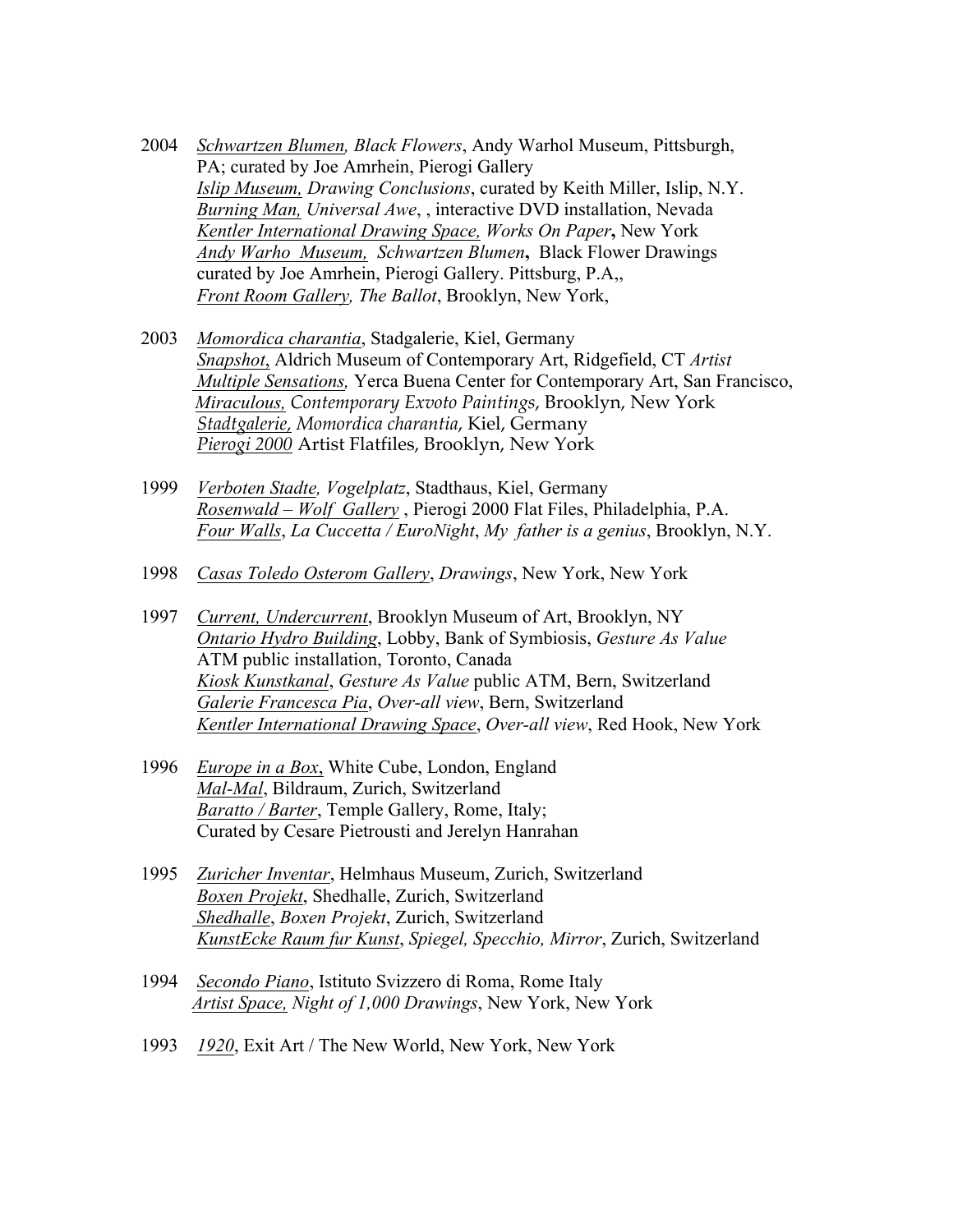2004 *Schwartzen Blumen, Black Flowers*, Andy Warhol Museum, Pittsburgh, PA; curated by Joe Amrhein, Pierogi Gallery
*Islip Museum, Drawing Conclusions*, curated by Keith Miller, Islip, N.Y.
*Burning Man, Universal Awe*, , interactive DVD installation, Nevada
*Kentler International Drawing Space, Works On Paper*, New York
*Andy Warho Museum, Schwartzen Blumen*, Black Flower Drawings curated by Joe Amrhein, Pierogi Gallery. Pittsburg, P.A,,
*Front Room Gallery, The Ballot*, Brooklyn, New York,

2003 *Momordica charantia*, Stadgalerie, Kiel, Germany
*Snapshot*, Aldrich Museum of Contemporary Art, Ridgefield, CT *Artist*
*Multiple Sensations,* Yerca Buena Center for Contemporary Art, San Francisco,
*Miraculous, Contemporary Exvoto Paintings*, Brooklyn, New York
*Stadtgalerie, Momordica charantia*, Kiel, Germany
*Pierogi 2000* Artist Flatfiles, Brooklyn, New York

1999 *Verboten Stadte, Vogelplatz*, Stadthaus, Kiel, Germany
*Rosenwald – Wolf Gallery* , Pierogi 2000 Flat Files, Philadelphia, P.A.
*Four Walls*, *La Cuccetta / EuroNight*, *My father is a genius*, Brooklyn, N.Y.

1998 *Casas Toledo Osterom Gallery*, *Drawings*, New York, New York

1997 *Current, Undercurrent*, Brooklyn Museum of Art, Brooklyn, NY
*Ontario Hydro Building*, Lobby, Bank of Symbiosis, *Gesture As Value* ATM public installation, Toronto, Canada
*Kiosk Kunstkanal*, *Gesture As Value* public ATM, Bern, Switzerland
*Galerie Francesca Pia*, *Over-all view*, Bern, Switzerland
*Kentler International Drawing Space*, *Over-all view*, Red Hook, New York

1996 *Europe in a Box*, White Cube, London, England
*Mal-Mal*, Bildraum, Zurich, Switzerland
*Baratto / Barter*, Temple Gallery, Rome, Italy; Curated by Cesare Pietrousti and Jerelyn Hanrahan

1995 *Zuricher Inventar*, Helmhaus Museum, Zurich, Switzerland
*Boxen Projekt*, Shedhalle, Zurich, Switzerland
*Shedhalle*, *Boxen Projekt*, Zurich, Switzerland
*KunstEcke Raum fur Kunst*, *Spiegel, Specchio, Mirror*, Zurich, Switzerland

1994 *Secondo Piano*, Istituto Svizzero di Roma, Rome Italy
*Artist Space, Night of 1,000 Drawings*, New York, New York

1993 *1920*, Exit Art / The New World, New York, New York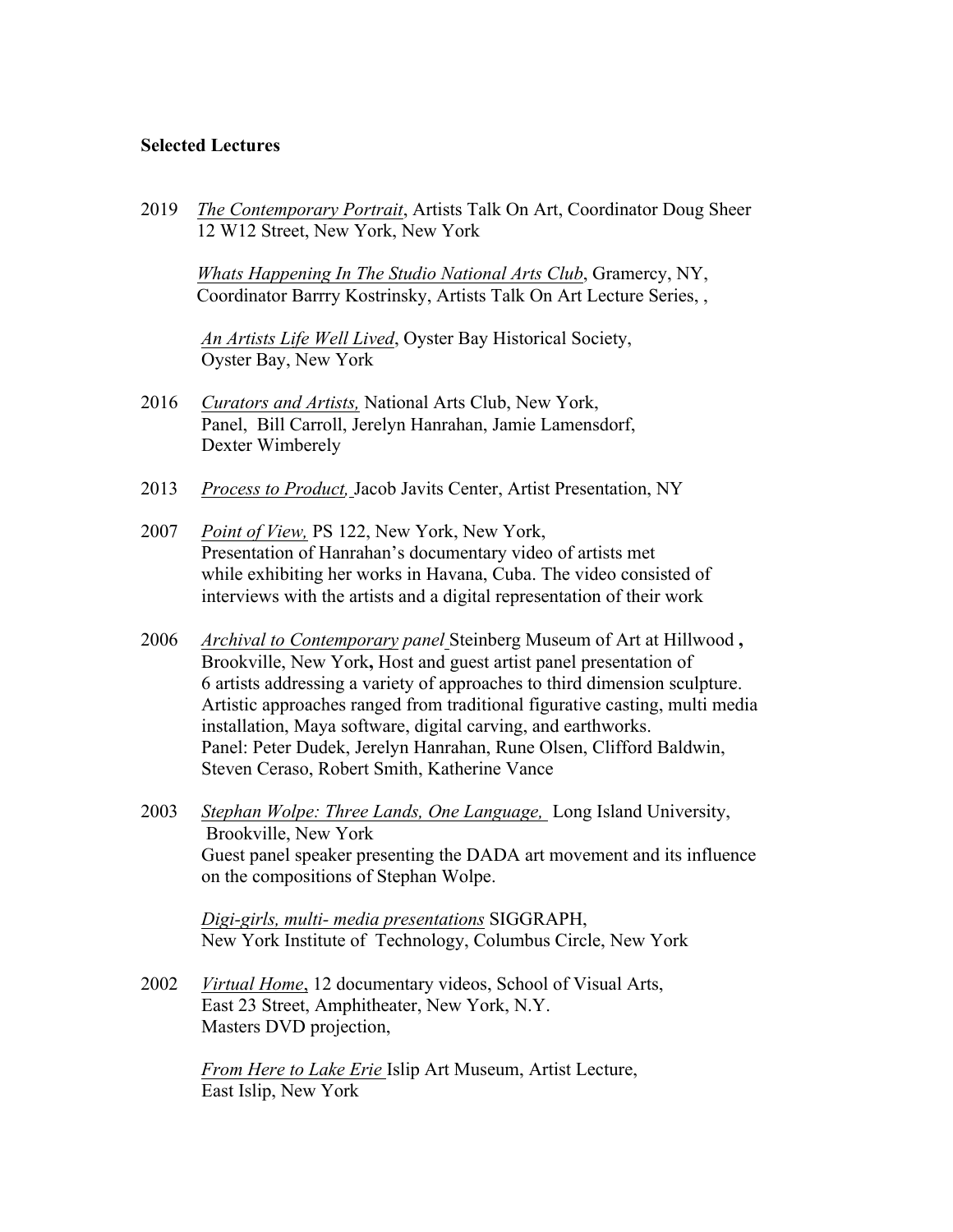**Selected Lectures**

2019 *The Contemporary Portrait*, Artists Talk On Art, Coordinator Doug Sheer 12 W12 Street, New York, New York

*Whats Happening In The Studio National Arts Club*, Gramercy, NY, Coordinator Barrry Kostrinsky, Artists Talk On Art Lecture Series, ,

*An Artists Life Well Lived*, Oyster Bay Historical Society, Oyster Bay, New York

2016 *Curators and Artists,* National Arts Club, New York, Panel, Bill Carroll, Jerelyn Hanrahan, Jamie Lamensdorf, Dexter Wimberely

2013 *Process to Product,* Jacob Javits Center, Artist Presentation, NY

2007 *Point of View,* PS 122, New York, New York, Presentation of Hanrahan's documentary video of artists met while exhibiting her works in Havana, Cuba. The video consisted of interviews with the artists and a digital representation of their work

2006 *Archival to Contemporary panel* Steinberg Museum of Art at Hillwood **,** Brookville, New York**,** Host and guest artist panel presentation of 6 artists addressing a variety of approaches to third dimension sculpture. Artistic approaches ranged from traditional figurative casting, multi media installation, Maya software, digital carving, and earthworks. Panel: Peter Dudek, Jerelyn Hanrahan, Rune Olsen, Clifford Baldwin, Steven Ceraso, Robert Smith, Katherine Vance

2003 *Stephan Wolpe: Three Lands, One Language,* Long Island University, Brookville, New York Guest panel speaker presenting the DADA art movement and its influence on the compositions of Stephan Wolpe.

*Digi-girls, multi- media presentations* SIGGRAPH, New York Institute of Technology, Columbus Circle, New York

2002 *Virtual Home*, 12 documentary videos, School of Visual Arts, East 23 Street, Amphitheater, New York, N.Y. Masters DVD projection,

*From Here to Lake Erie* Islip Art Museum, Artist Lecture, East Islip, New York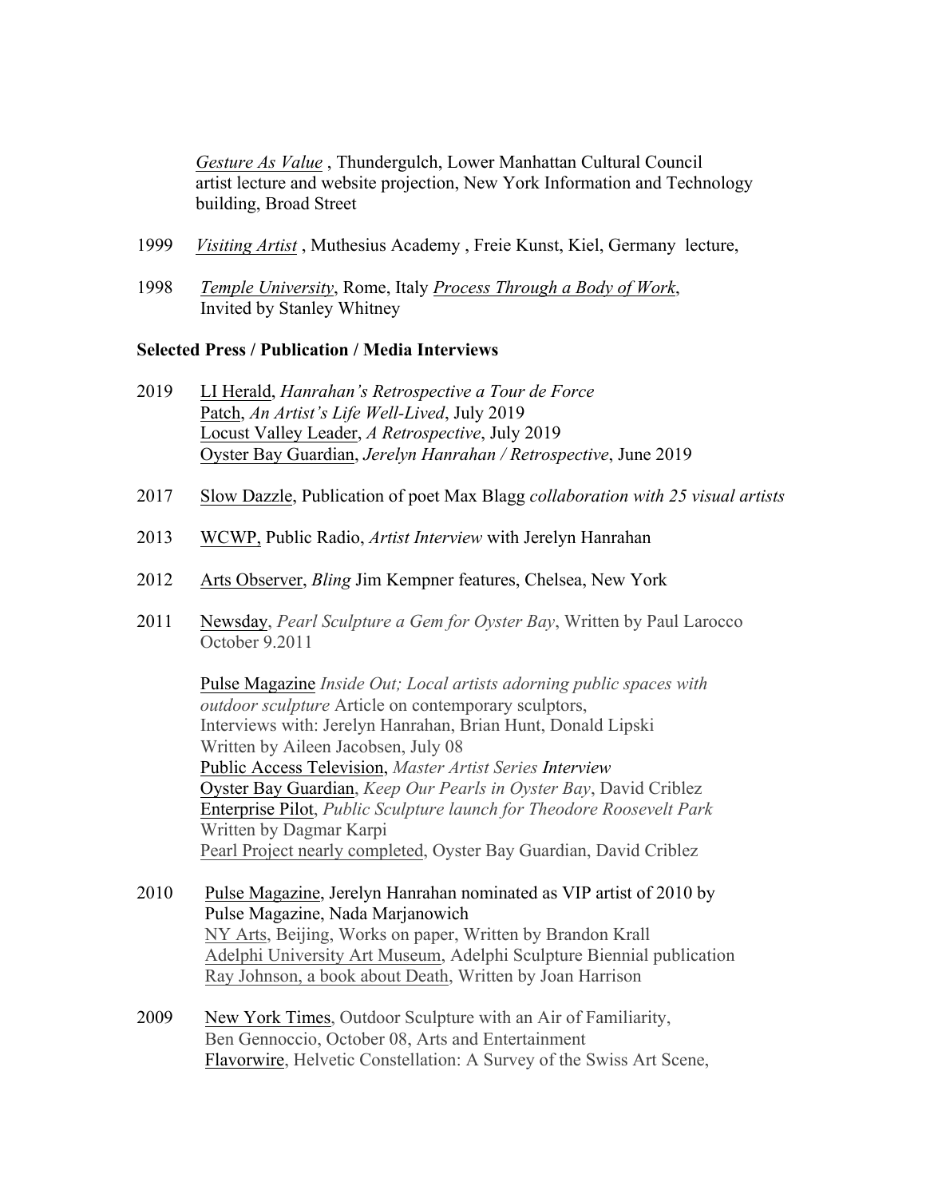*Gesture As Value* , Thundergulch, Lower Manhattan Cultural Council artist lecture and website projection, New York Information and Technology building, Broad Street

1999 *Visiting Artist* , Muthesius Academy , Freie Kunst, Kiel, Germany lecture,

1998 *Temple University*, Rome, Italy *Process Through a Body of Work*, Invited by Stanley Whitney

**Selected Press / Publication / Media Interviews**

2019 LI Herald, *Hanrahan's Retrospective a Tour de Force*
Patch, *An Artist's Life Well-Lived*, July 2019
Locust Valley Leader, *A Retrospective*, July 2019
Oyster Bay Guardian, *Jerelyn Hanrahan / Retrospective*, June 2019

2017 Slow Dazzle, Publication of poet Max Blagg *collaboration with 25 visual artists*

2013 WCWP, Public Radio, *Artist Interview* with Jerelyn Hanrahan

2012 Arts Observer, *Bling* Jim Kempner features, Chelsea, New York

2011 Newsday, *Pearl Sculpture a Gem for Oyster Bay*, Written by Paul Larocco October 9.2011

Pulse Magazine *Inside Out; Local artists adorning public spaces with outdoor sculpture* Article on contemporary sculptors,
Interviews with: Jerelyn Hanrahan, Brian Hunt, Donald Lipski
Written by Aileen Jacobsen, July 08
Public Access Television, *Master Artist Series Interview*
Oyster Bay Guardian, *Keep Our Pearls in Oyster Bay*, David Criblez
Enterprise Pilot, *Public Sculpture launch for Theodore Roosevelt Park*
Written by Dagmar Karpi
Pearl Project nearly completed, Oyster Bay Guardian, David Criblez

2010 Pulse Magazine, Jerelyn Hanrahan nominated as VIP artist of 2010 by Pulse Magazine, Nada Marjanowich
NY Arts, Beijing, Works on paper, Written by Brandon Krall
Adelphi University Art Museum, Adelphi Sculpture Biennial publication
Ray Johnson, a book about Death, Written by Joan Harrison

2009 New York Times, Outdoor Sculpture with an Air of Familiarity,
Ben Gennoccio, October 08, Arts and Entertainment
Flavorwire, Helvetic Constellation: A Survey of the Swiss Art Scene,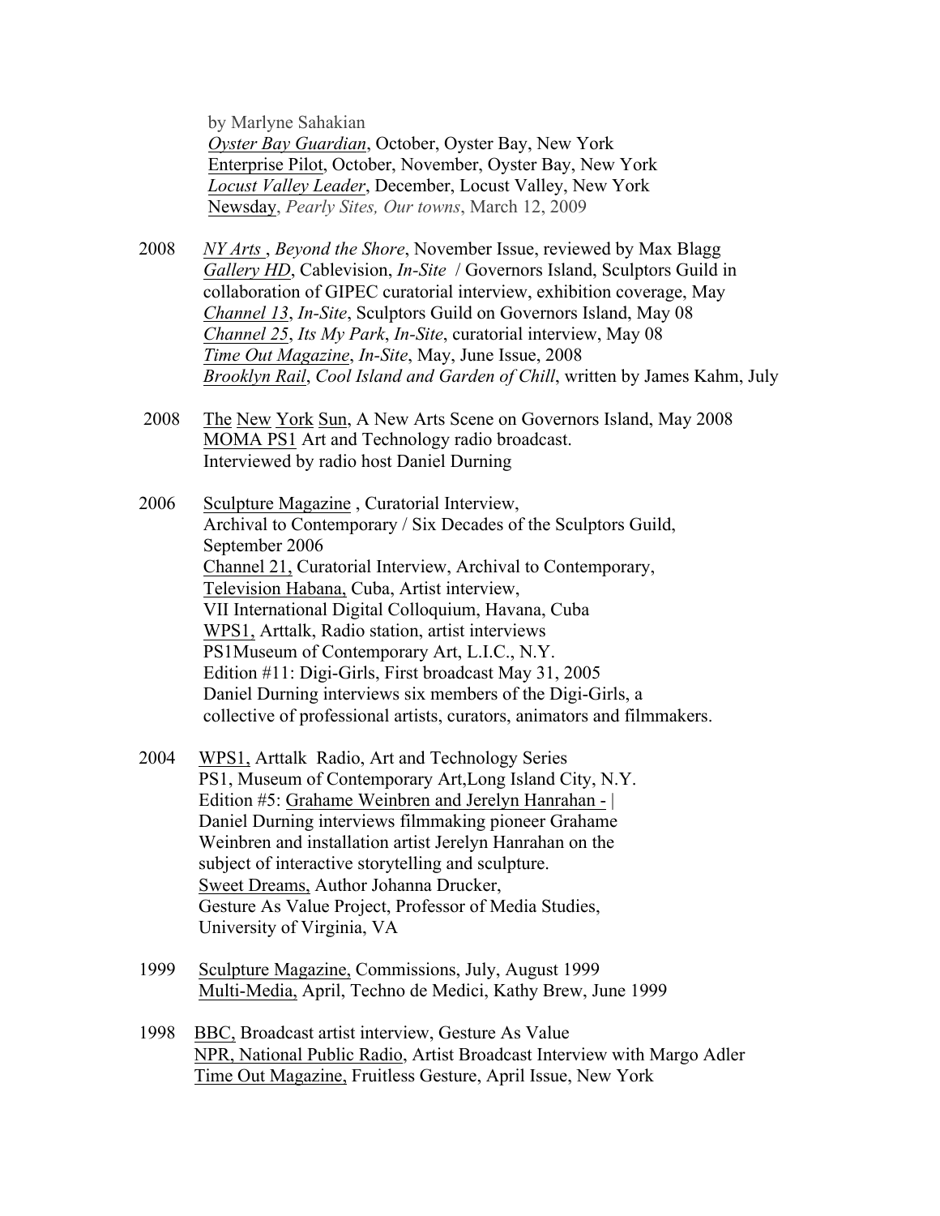by Marlyne Sahakian
*Oyster Bay Guardian*, October, Oyster Bay, New York
Enterprise Pilot, October, November, Oyster Bay, New York
*Locust Valley Leader*, December, Locust Valley, New York
Newsday, *Pearly Sites, Our towns*, March 12, 2009

2008 *NY Arts* , *Beyond the Shore*, November Issue, reviewed by Max Blagg
*Gallery HD*, Cablevision, *In-Site* / Governors Island, Sculptors Guild in collaboration of GIPEC curatorial interview, exhibition coverage, May
*Channel 13*, *In-Site*, Sculptors Guild on Governors Island, May 08
*Channel 25*, *Its My Park*, *In-Site*, curatorial interview, May 08
*Time Out Magazine*, *In-Site*, May, June Issue, 2008
*Brooklyn Rail*, *Cool Island and Garden of Chill*, written by James Kahm, July

2008 The New York Sun, A New Arts Scene on Governors Island, May 2008
MOMA PS1 Art and Technology radio broadcast.
Interviewed by radio host Daniel Durning

2006 Sculpture Magazine , Curatorial Interview,
Archival to Contemporary / Six Decades of the Sculptors Guild,
September 2006
Channel 21, Curatorial Interview, Archival to Contemporary,
Television Habana, Cuba, Artist interview,
VII International Digital Colloquium, Havana, Cuba
WPS1, Arttalk, Radio station, artist interviews
PS1Museum of Contemporary Art, L.I.C., N.Y.
Edition #11: Digi-Girls, First broadcast May 31, 2005
Daniel Durning interviews six members of the Digi-Girls, a collective of professional artists, curators, animators and filmmakers.

2004 WPS1, Arttalk Radio, Art and Technology Series
PS1, Museum of Contemporary Art,Long Island City, N.Y.
Edition #5: Grahame Weinbren and Jerelyn Hanrahan - |
Daniel Durning interviews filmmaking pioneer Grahame Weinbren and installation artist Jerelyn Hanrahan on the subject of interactive storytelling and sculpture.
Sweet Dreams, Author Johanna Drucker,
Gesture As Value Project, Professor of Media Studies,
University of Virginia, VA

1999 Sculpture Magazine, Commissions, July, August 1999
Multi-Media, April, Techno de Medici, Kathy Brew, June 1999

1998 BBC, Broadcast artist interview, Gesture As Value
NPR, National Public Radio, Artist Broadcast Interview with Margo Adler
Time Out Magazine, Fruitless Gesture, April Issue, New York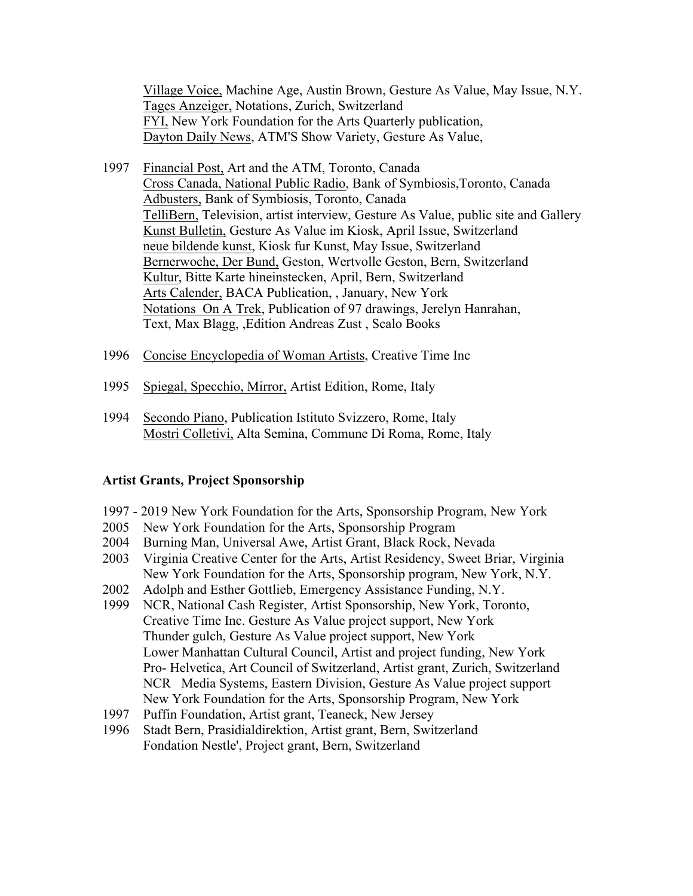Village Voice, Machine Age, Austin Brown, Gesture As Value, May Issue, N.Y.
Tages Anzeiger, Notations, Zurich, Switzerland
FYI, New York Foundation for the Arts Quarterly publication,
Dayton Daily News, ATM'S Show Variety, Gesture As Value,

1997 Financial Post, Art and the ATM, Toronto, Canada
Cross Canada, National Public Radio, Bank of Symbiosis,Toronto, Canada
Adbusters, Bank of Symbiosis, Toronto, Canada
TelliBern, Television, artist interview, Gesture As Value, public site and Gallery
Kunst Bulletin, Gesture As Value im Kiosk, April Issue, Switzerland
neue bildende kunst, Kiosk fur Kunst, May Issue, Switzerland
Bernerwoche, Der Bund, Geston, Wertvolle Geston, Bern, Switzerland
Kultur, Bitte Karte hineinstecken, April, Bern, Switzerland
Arts Calender, BACA Publication, , January, New York
Notations On A Trek, Publication of 97 drawings, Jerelyn Hanrahan,
Text, Max Blagg, ,Edition Andreas Zust , Scalo Books

1996 Concise Encyclopedia of Woman Artists, Creative Time Inc

1995 Spiegal, Specchio, Mirror, Artist Edition, Rome, Italy

1994 Secondo Piano, Publication Istituto Svizzero, Rome, Italy
Mostri Colletivi, Alta Semina, Commune Di Roma, Rome, Italy

**Artist Grants, Project Sponsorship**

1997 - 2019 New York Foundation for the Arts, Sponsorship Program, New York
2005 New York Foundation for the Arts, Sponsorship Program
2004 Burning Man, Universal Awe, Artist Grant, Black Rock, Nevada
2003 Virginia Creative Center for the Arts, Artist Residency, Sweet Briar, Virginia
New York Foundation for the Arts, Sponsorship program, New York, N.Y.
2002 Adolph and Esther Gottlieb, Emergency Assistance Funding, N.Y.
1999 NCR, National Cash Register, Artist Sponsorship, New York, Toronto,
Creative Time Inc. Gesture As Value project support, New York
Thunder gulch, Gesture As Value project support, New York
Lower Manhattan Cultural Council, Artist and project funding, New York
Pro- Helvetica, Art Council of Switzerland, Artist grant, Zurich, Switzerland
NCR Media Systems, Eastern Division, Gesture As Value project support
New York Foundation for the Arts, Sponsorship Program, New York
1997 Puffin Foundation, Artist grant, Teaneck, New Jersey
1996 Stadt Bern, Prasidialdirektion, Artist grant, Bern, Switzerland
Fondation Nestle', Project grant, Bern, Switzerland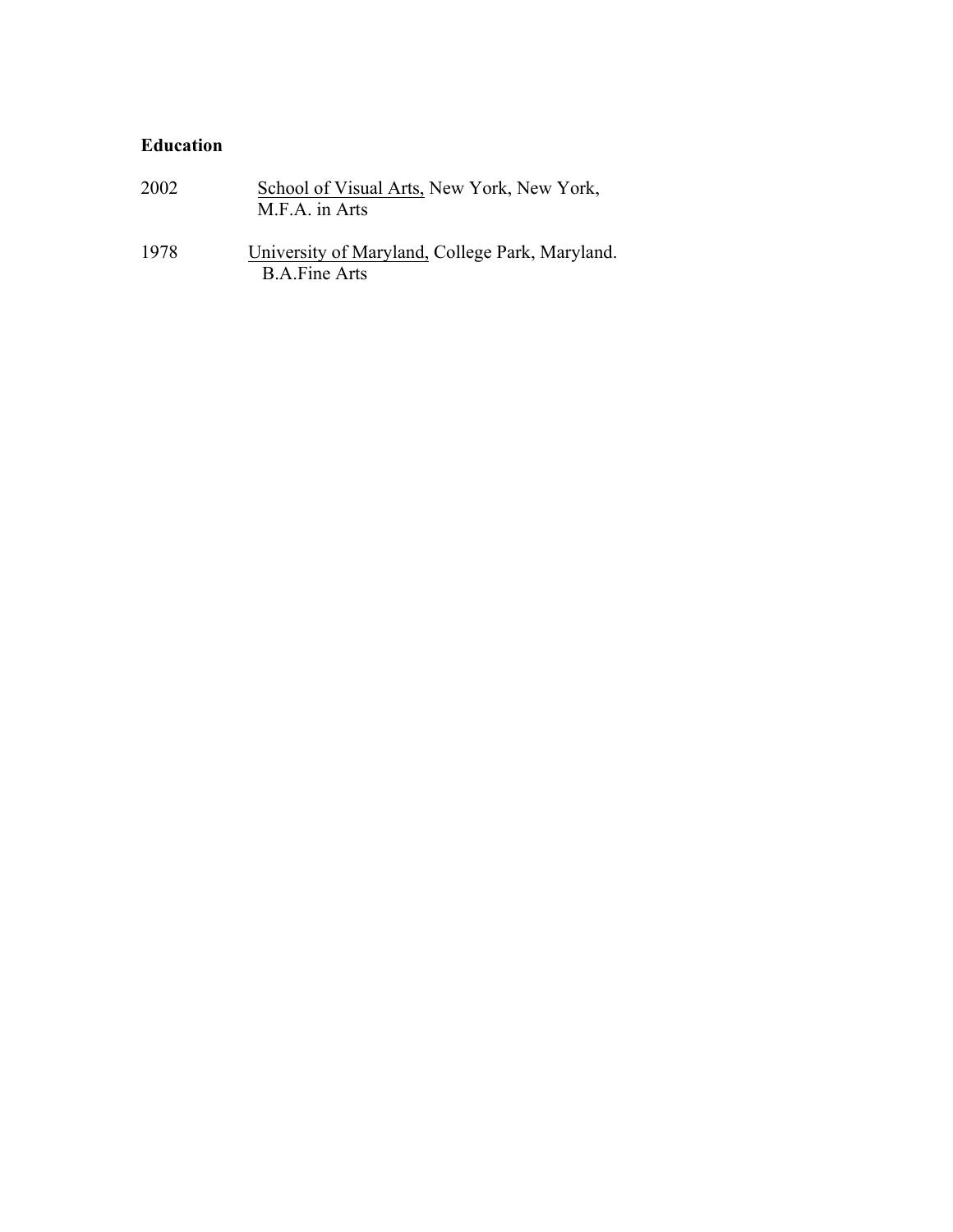## Education

2002 School of Visual Arts, New York, New York,
M.F.A. in Arts

1978 University of Maryland, College Park, Maryland.
B.A.Fine Arts